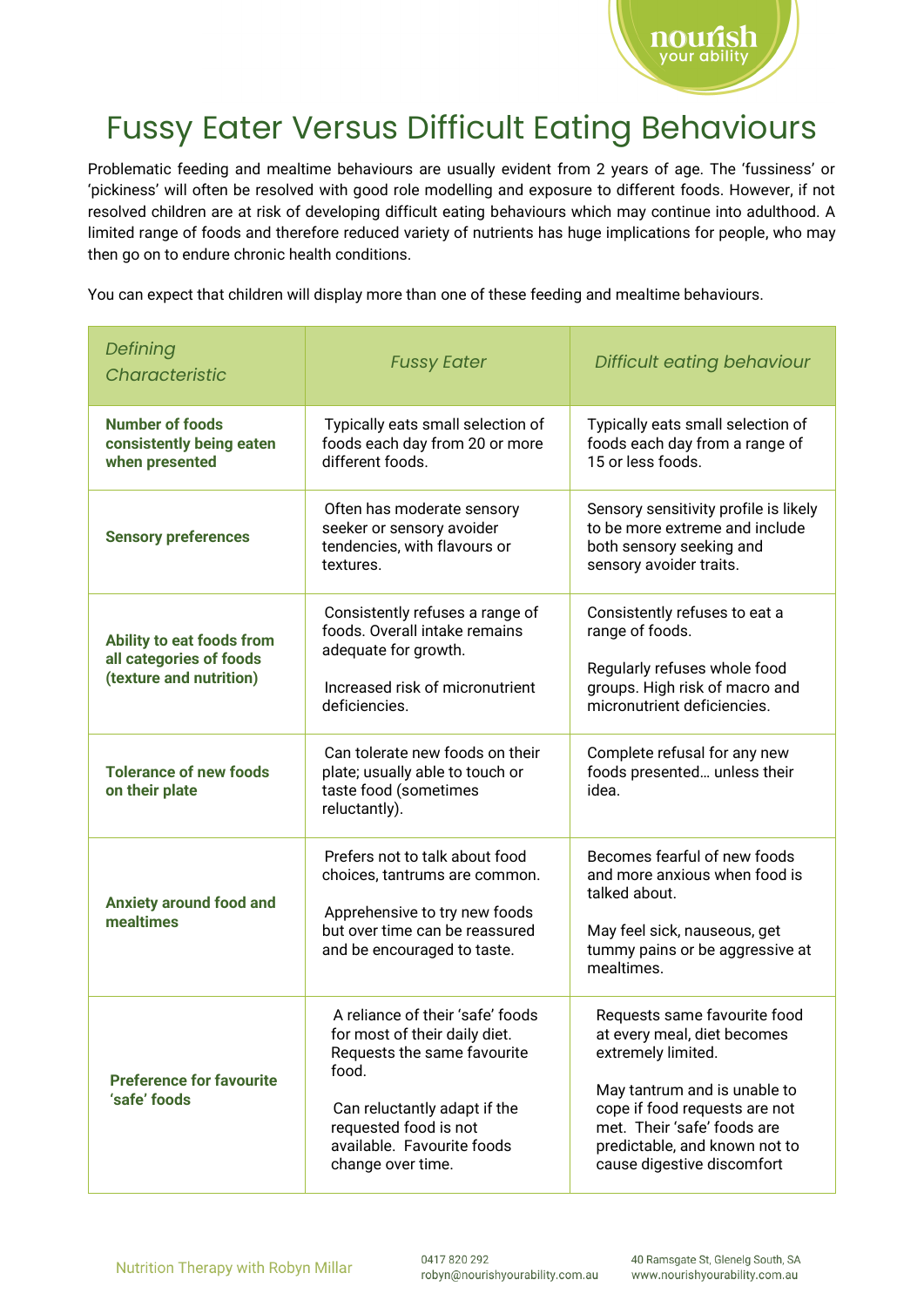# Fussy Eater Versus Difficult Eating Behaviours

Problematic feeding and mealtime behaviours are usually evident from 2 years of age. The 'fussiness' or 'pickiness' will often be resolved with good role modelling and exposure to different foods. However, if not resolved children are at risk of developing difficult eating behaviours which may continue into adulthood. A limited range of foods and therefore reduced variety of nutrients has huge implications for people, who may then go on to endure chronic health conditions.

You can expect that children will display more than one of these feeding and mealtime behaviours.

| *Defining Characteristic* | *Fussy Eater* | *Difficult eating behaviour* |
|---|---|---|
| **Number of foods consistently being eaten when presented** | Typically eats small selection of foods each day from 20 or more different foods. | Typically eats small selection of foods each day from a range of 15 or less foods. |
| **Sensory preferences** | Often has moderate sensory seeker or sensory avoider tendencies, with flavours or textures. | Sensory sensitivity profile is likely to be more extreme and include both sensory seeking and sensory avoider traits. |
| **Ability to eat foods from all categories of foods (texture and nutrition)** | Consistently refuses a range of foods. Overall intake remains adequate for growth.<br><br>Increased risk of micronutrient deficiencies. | Consistently refuses to eat a range of foods.<br><br>Regularly refuses whole food groups. High risk of macro and micronutrient deficiencies. |
| **Tolerance of new foods on their plate** | Can tolerate new foods on their plate; usually able to touch or taste food (sometimes reluctantly). | Complete refusal for any new foods presented… unless their idea. |
| **Anxiety around food and mealtimes** | Prefers not to talk about food choices, tantrums are common.<br><br>Apprehensive to try new foods but over time can be reassured and be encouraged to taste. | Becomes fearful of new foods and more anxious when food is talked about.<br><br>May feel sick, nauseous, get tummy pains or be aggressive at mealtimes. |
| **Preference for favourite 'safe' foods** | A reliance of their 'safe' foods for most of their daily diet. Requests the same favourite food.<br><br>Can reluctantly adapt if the requested food is not available. Favourite foods change over time. | Requests same favourite food at every meal, diet becomes extremely limited.<br><br>May tantrum and is unable to cope if food requests are not met. Their 'safe' foods are predictable, and known not to cause digestive discomfort |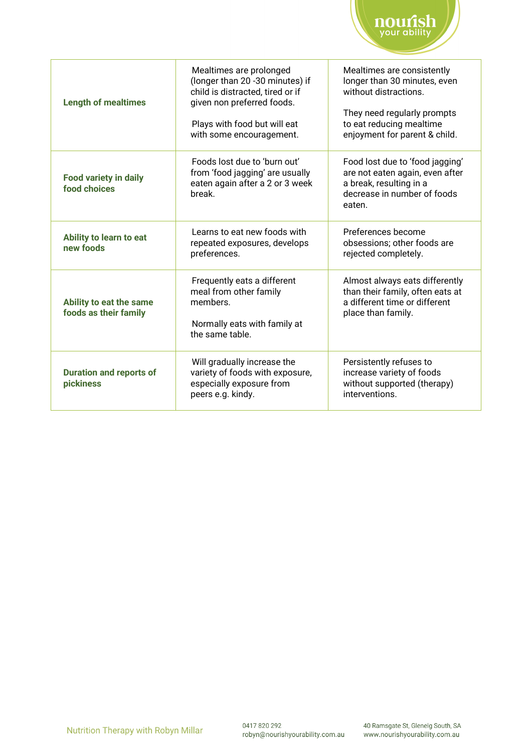| | | |
|---|---|---|
| **Length of mealtimes** | Mealtimes are prolonged (longer than 20 -30 minutes) if child is distracted, tired or if given non preferred foods.<br><br>Plays with food but will eat with some encouragement. | Mealtimes are consistently longer than 30 minutes, even without distractions.<br><br>They need regularly prompts to eat reducing mealtime enjoyment for parent & child. |
| **Food variety in daily food choices** | Foods lost due to 'burn out' from 'food jagging' are usually eaten again after a 2 or 3 week break. | Food lost due to 'food jagging' are not eaten again, even after a break, resulting in a decrease in number of foods eaten. |
| **Ability to learn to eat new foods** | Learns to eat new foods with repeated exposures, develops preferences. | Preferences become obsessions; other foods are rejected completely. |
| **Ability to eat the same foods as their family** | Frequently eats a different meal from other family members.<br><br>Normally eats with family at the same table. | Almost always eats differently than their family, often eats at a different time or different place than family. |
| **Duration and reports of pickiness** | Will gradually increase the variety of foods with exposure, especially exposure from peers e.g. kindy. | Persistently refuses to increase variety of foods without supported (therapy) interventions. |